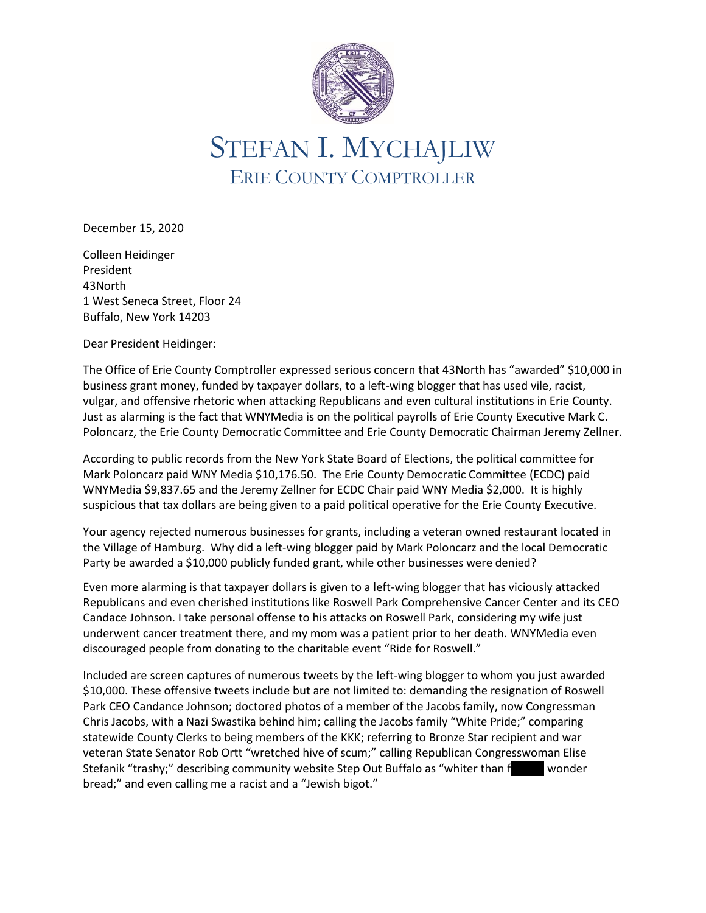# STEFAN I. MYCHAJLIW

## ERIE COUNTY COMPTROLLER

December 15, 2020

Colleen Heidinger
President
43North
1 West Seneca Street, Floor 24
Buffalo, New York 14203

Dear President Heidinger:

The Office of Erie County Comptroller expressed serious concern that 43North has "awarded" $10,000 in business grant money, funded by taxpayer dollars, to a left-wing blogger that has used vile, racist, vulgar, and offensive rhetoric when attacking Republicans and even cultural institutions in Erie County. Just as alarming is the fact that WNYMedia is on the political payrolls of Erie County Executive Mark C. Poloncarz, the Erie County Democratic Committee and Erie County Democratic Chairman Jeremy Zellner.

According to public records from the New York State Board of Elections, the political committee for Mark Poloncarz paid WNY Media $10,176.50. The Erie County Democratic Committee (ECDC) paid WNYMedia $9,837.65 and the Jeremy Zellner for ECDC Chair paid WNY Media $2,000. It is highly suspicious that tax dollars are being given to a paid political operative for the Erie County Executive.

Your agency rejected numerous businesses for grants, including a veteran owned restaurant located in the Village of Hamburg. Why did a left-wing blogger paid by Mark Poloncarz and the local Democratic Party be awarded a $10,000 publicly funded grant, while other businesses were denied?

Even more alarming is that taxpayer dollars is given to a left-wing blogger that has viciously attacked Republicans and even cherished institutions like Roswell Park Comprehensive Cancer Center and its CEO Candace Johnson. I take personal offense to his attacks on Roswell Park, considering my wife just underwent cancer treatment there, and my mom was a patient prior to her death. WNYMedia even discouraged people from donating to the charitable event "Ride for Roswell."

Included are screen captures of numerous tweets by the left-wing blogger to whom you just awarded $10,000. These offensive tweets include but are not limited to: demanding the resignation of Roswell Park CEO Candance Johnson; doctored photos of a member of the Jacobs family, now Congressman Chris Jacobs, with a Nazi Swastika behind him; calling the Jacobs family "White Pride;" comparing statewide County Clerks to being members of the KKK; referring to Bronze Star recipient and war veteran State Senator Rob Ortt "wretched hive of scum;" calling Republican Congresswoman Elise Stefanik "trashy;" describing community website Step Out Buffalo as "whiter than f█████ wonder bread;" and even calling me a racist and a "Jewish bigot."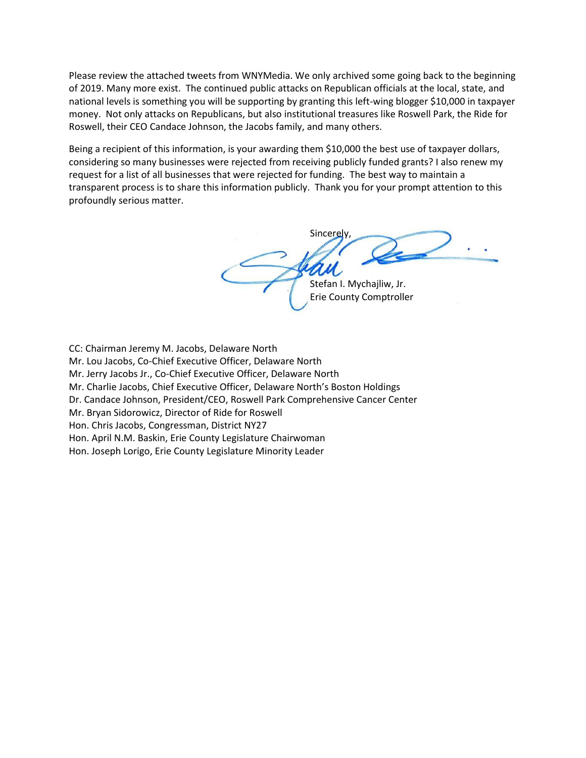Please review the attached tweets from WNYMedia. We only archived some going back to the beginning of 2019. Many more exist. The continued public attacks on Republican officials at the local, state, and national levels is something you will be supporting by granting this left-wing blogger $10,000 in taxpayer money. Not only attacks on Republicans, but also institutional treasures like Roswell Park, the Ride for Roswell, their CEO Candace Johnson, the Jacobs family, and many others.

Being a recipient of this information, is your awarding them $10,000 the best use of taxpayer dollars, considering so many businesses were rejected from receiving publicly funded grants? I also renew my request for a list of all businesses that were rejected for funding. The best way to maintain a transparent process is to share this information publicly. Thank you for your prompt attention to this profoundly serious matter.

Sincerely,

Stefan I. Mychajliw, Jr.
Erie County Comptroller

CC: Chairman Jeremy M. Jacobs, Delaware North
Mr. Lou Jacobs, Co-Chief Executive Officer, Delaware North
Mr. Jerry Jacobs Jr., Co-Chief Executive Officer, Delaware North
Mr. Charlie Jacobs, Chief Executive Officer, Delaware North's Boston Holdings
Dr. Candace Johnson, President/CEO, Roswell Park Comprehensive Cancer Center
Mr. Bryan Sidorowicz, Director of Ride for Roswell
Hon. Chris Jacobs, Congressman, District NY27
Hon. April N.M. Baskin, Erie County Legislature Chairwoman
Hon. Joseph Lorigo, Erie County Legislature Minority Leader